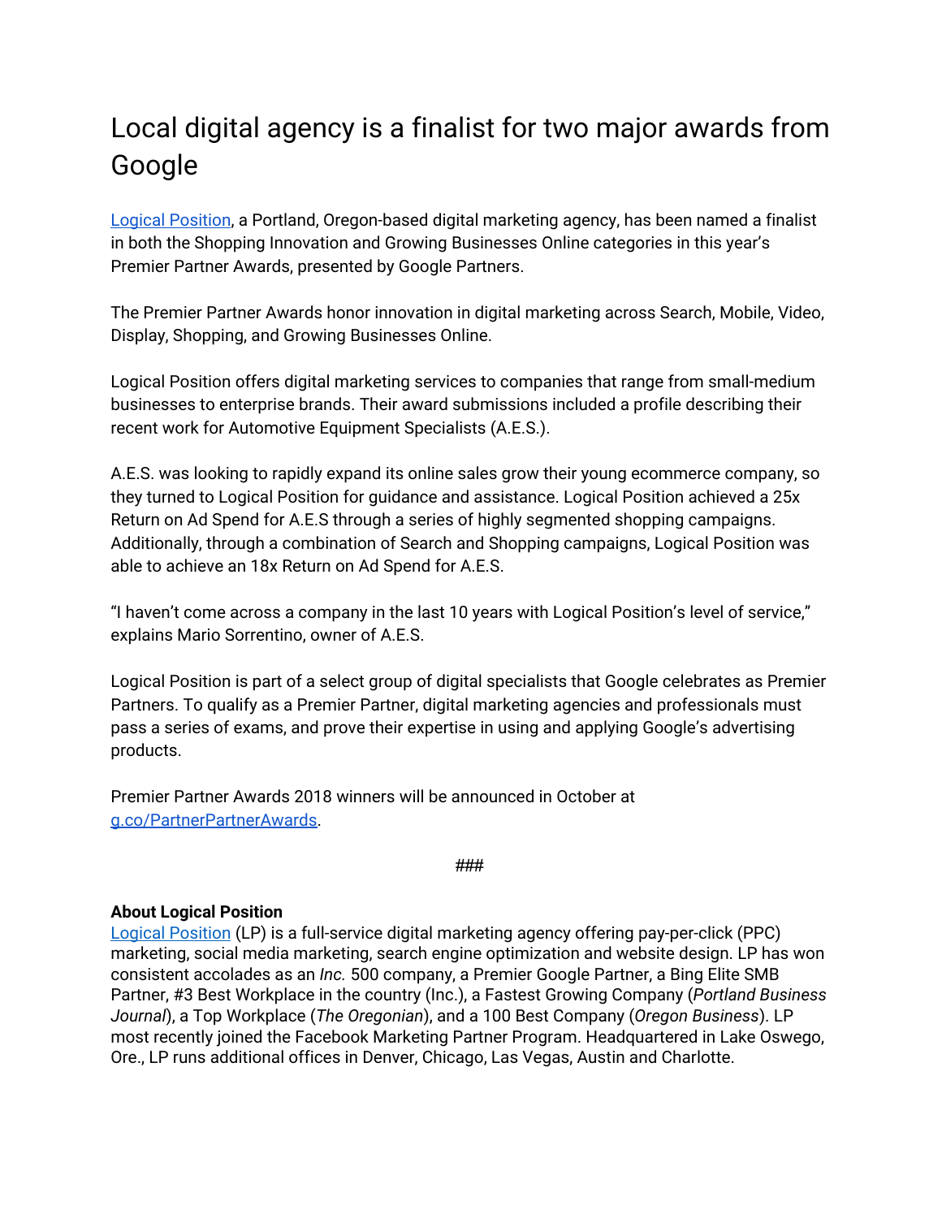# Local digital agency is a finalist for two major awards from Google

Logical Position, a Portland, Oregon-based digital marketing agency, has been named a finalist in both the Shopping Innovation and Growing Businesses Online categories in this year's Premier Partner Awards, presented by Google Partners.

The Premier Partner Awards honor innovation in digital marketing across Search, Mobile, Video, Display, Shopping, and Growing Businesses Online.

Logical Position offers digital marketing services to companies that range from small-medium businesses to enterprise brands. Their award submissions included a profile describing their recent work for Automotive Equipment Specialists (A.E.S.).

A.E.S. was looking to rapidly expand its online sales grow their young ecommerce company, so they turned to Logical Position for guidance and assistance. Logical Position achieved a 25x Return on Ad Spend for A.E.S through a series of highly segmented shopping campaigns. Additionally, through a combination of Search and Shopping campaigns, Logical Position was able to achieve an 18x Return on Ad Spend for A.E.S.

"I haven't come across a company in the last 10 years with Logical Position's level of service," explains Mario Sorrentino, owner of A.E.S.

Logical Position is part of a select group of digital specialists that Google celebrates as Premier Partners. To qualify as a Premier Partner, digital marketing agencies and professionals must pass a series of exams, and prove their expertise in using and applying Google's advertising products.

Premier Partner Awards 2018 winners will be announced in October at g.co/PartnerPartnerAwards.

###

**About Logical Position**

Logical Position (LP) is a full-service digital marketing agency offering pay-per-click (PPC) marketing, social media marketing, search engine optimization and website design. LP has won consistent accolades as an *Inc.* 500 company, a Premier Google Partner, a Bing Elite SMB Partner, #3 Best Workplace in the country (Inc.), a Fastest Growing Company (*Portland Business Journal*), a Top Workplace (*The Oregonian*), and a 100 Best Company (*Oregon Business*). LP most recently joined the Facebook Marketing Partner Program. Headquartered in Lake Oswego, Ore., LP runs additional offices in Denver, Chicago, Las Vegas, Austin and Charlotte.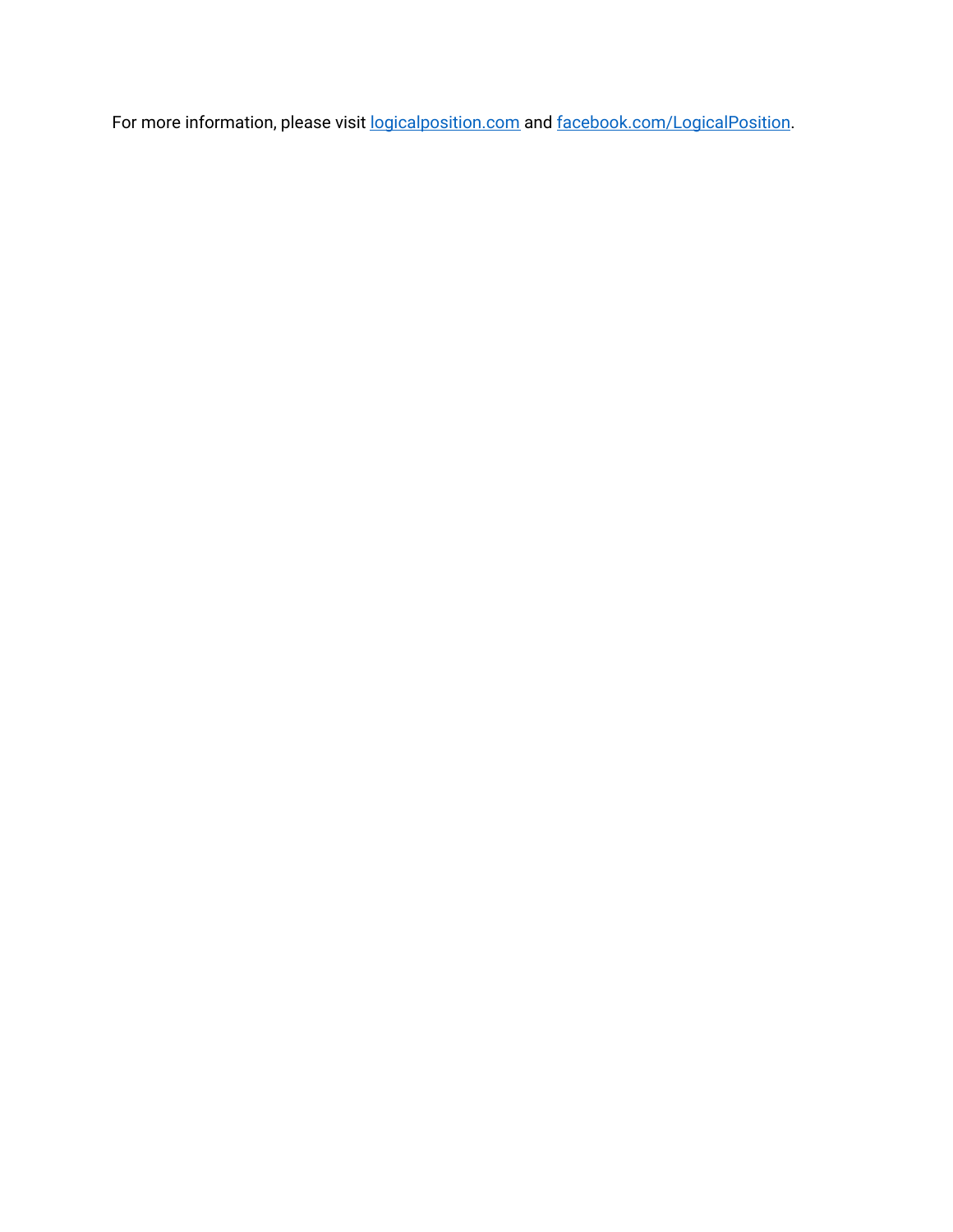For more information, please visit logicalposition.com and facebook.com/LogicalPosition.